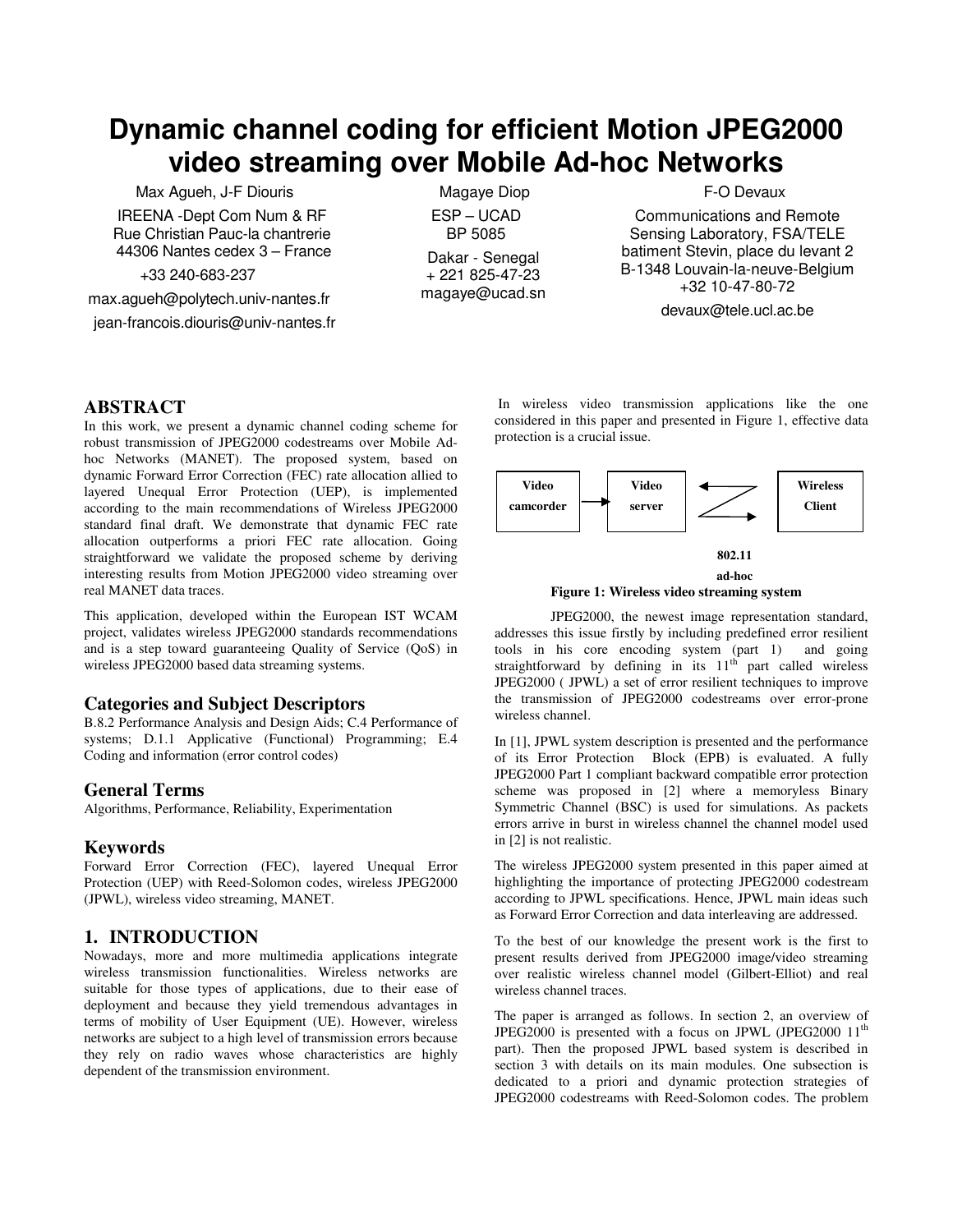# Dynamic channel coding for efficient Motion JPEG2000 video streaming over Mobile Ad-hoc Networks

Max Agueh, J-F Diouris
IREENA -Dept Com Num & RF
Rue Christian Pauc-la chantrerie
44306 Nantes cedex 3 – France
+33 240-683-237
max.agueh@polytech.univ-nantes.fr
jean-francois.diouris@univ-nantes.fr

Magaye Diop
ESP – UCAD
BP 5085
Dakar - Senegal
+ 221 825-47-23
magaye@ucad.sn

F-O Devaux
Communications and Remote Sensing Laboratory, FSA/TELE
batiment Stevin, place du levant 2
B-1348 Louvain-la-neuve-Belgium
+32 10-47-80-72
devaux@tele.ucl.ac.be

## ABSTRACT

In this work, we present a dynamic channel coding scheme for robust transmission of JPEG2000 codestreams over Mobile Ad-hoc Networks (MANET). The proposed system, based on dynamic Forward Error Correction (FEC) rate allocation allied to layered Unequal Error Protection (UEP), is implemented according to the main recommendations of Wireless JPEG2000 standard final draft. We demonstrate that dynamic FEC rate allocation outperforms a priori FEC rate allocation. Going straightforward we validate the proposed scheme by deriving interesting results from Motion JPEG2000 video streaming over real MANET data traces.

This application, developed within the European IST WCAM project, validates wireless JPEG2000 standards recommendations and is a step toward guaranteeing Quality of Service (QoS) in wireless JPEG2000 based data streaming systems.

### Categories and Subject Descriptors

B.8.2 Performance Analysis and Design Aids; C.4 Performance of systems; D.1.1 Applicative (Functional) Programming; E.4 Coding and information (error control codes)

### General Terms

Algorithms, Performance, Reliability, Experimentation

### Keywords

Forward Error Correction (FEC), layered Unequal Error Protection (UEP) with Reed-Solomon codes, wireless JPEG2000 (JPWL), wireless video streaming, MANET.

## 1. INTRODUCTION

Nowadays, more and more multimedia applications integrate wireless transmission functionalities. Wireless networks are suitable for those types of applications, due to their ease of deployment and because they yield tremendous advantages in terms of mobility of User Equipment (UE). However, wireless networks are subject to a high level of transmission errors because they rely on radio waves whose characteristics are highly dependent of the transmission environment.

In wireless video transmission applications like the one considered in this paper and presented in Figure 1, effective data protection is a crucial issue.

Video camcorder → Video server ⇄ Wireless Client

802.11 ad-hoc

**Figure 1: Wireless video streaming system**

JPEG2000, the newest image representation standard, addresses this issue firstly by including predefined error resilient tools in his core encoding system (part 1) and going straightforward by defining in its 11th part called wireless JPEG2000 ( JPWL) a set of error resilient techniques to improve the transmission of JPEG2000 codestreams over error-prone wireless channel.

In [1], JPWL system description is presented and the performance of its Error Protection Block (EPB) is evaluated. A fully JPEG2000 Part 1 compliant backward compatible error protection scheme was proposed in [2] where a memoryless Binary Symmetric Channel (BSC) is used for simulations. As packets errors arrive in burst in wireless channel the channel model used in [2] is not realistic.

The wireless JPEG2000 system presented in this paper aimed at highlighting the importance of protecting JPEG2000 codestream according to JPWL specifications. Hence, JPWL main ideas such as Forward Error Correction and data interleaving are addressed.

To the best of our knowledge the present work is the first to present results derived from JPEG2000 image/video streaming over realistic wireless channel model (Gilbert-Elliot) and real wireless channel traces.

The paper is arranged as follows. In section 2, an overview of JPEG2000 is presented with a focus on JPWL (JPEG2000 11th part). Then the proposed JPWL based system is described in section 3 with details on its main modules. One subsection is dedicated to a priori and dynamic protection strategies of JPEG2000 codestreams with Reed-Solomon codes. The problem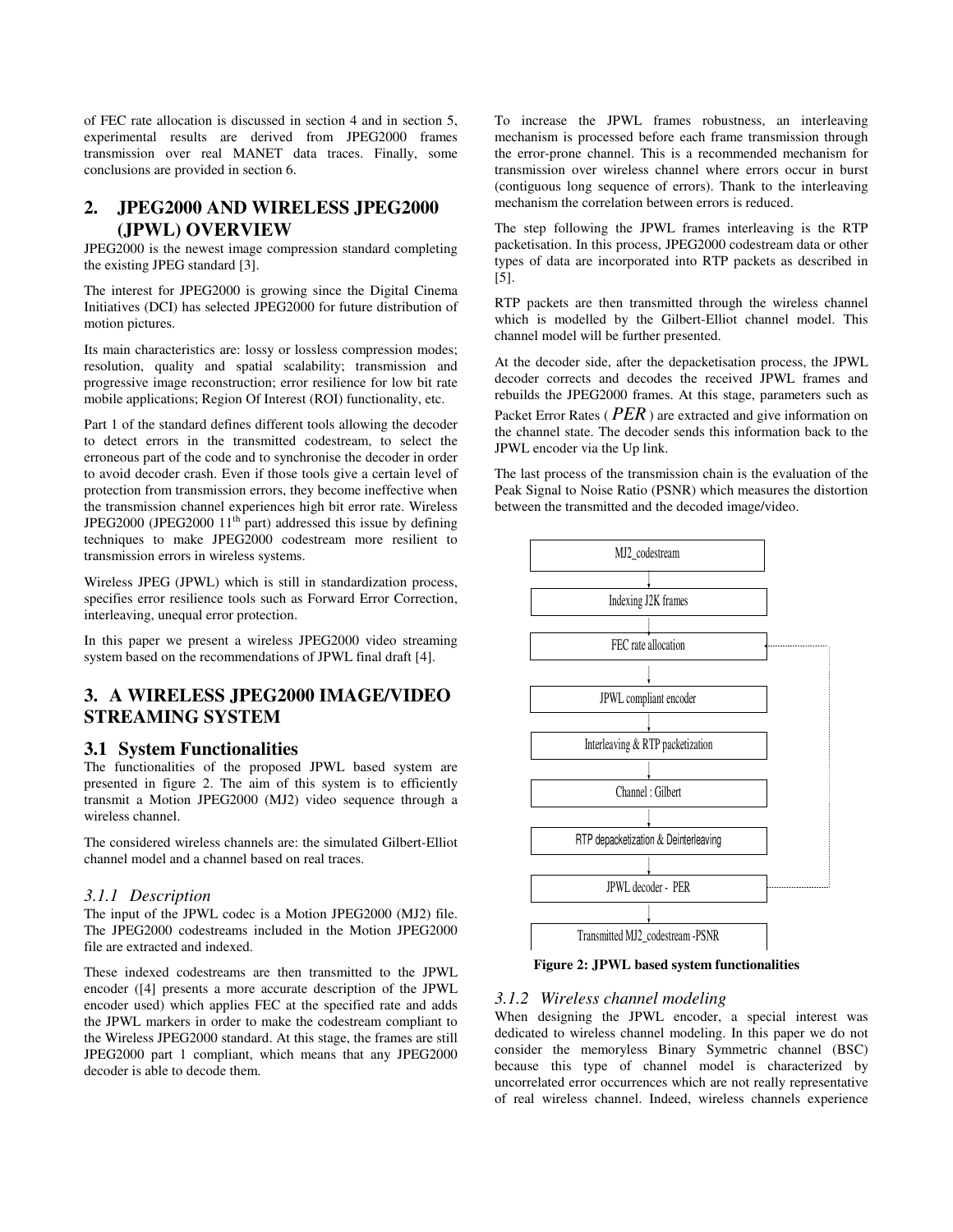of FEC rate allocation is discussed in section 4 and in section 5, experimental results are derived from JPEG2000 frames transmission over real MANET data traces. Finally, some conclusions are provided in section 6.

## 2. JPEG2000 AND WIRELESS JPEG2000 (JPWL) OVERVIEW

JPEG2000 is the newest image compression standard completing the existing JPEG standard [3].

The interest for JPEG2000 is growing since the Digital Cinema Initiatives (DCI) has selected JPEG2000 for future distribution of motion pictures.

Its main characteristics are: lossy or lossless compression modes; resolution, quality and spatial scalability; transmission and progressive image reconstruction; error resilience for low bit rate mobile applications; Region Of Interest (ROI) functionality, etc.

Part 1 of the standard defines different tools allowing the decoder to detect errors in the transmitted codestream, to select the erroneous part of the code and to synchronise the decoder in order to avoid decoder crash. Even if those tools give a certain level of protection from transmission errors, they become ineffective when the transmission channel experiences high bit error rate. Wireless JPEG2000 (JPEG2000 11th part) addressed this issue by defining techniques to make JPEG2000 codestream more resilient to transmission errors in wireless systems.

Wireless JPEG (JPWL) which is still in standardization process, specifies error resilience tools such as Forward Error Correction, interleaving, unequal error protection.

In this paper we present a wireless JPEG2000 video streaming system based on the recommendations of JPWL final draft [4].

## 3. A WIRELESS JPEG2000 IMAGE/VIDEO STREAMING SYSTEM

### 3.1 System Functionalities

The functionalities of the proposed JPWL based system are presented in figure 2. The aim of this system is to efficiently transmit a Motion JPEG2000 (MJ2) video sequence through a wireless channel.

The considered wireless channels are: the simulated Gilbert-Elliot channel model and a channel based on real traces.

#### *3.1.1 Description*

The input of the JPWL codec is a Motion JPEG2000 (MJ2) file. The JPEG2000 codestreams included in the Motion JPEG2000 file are extracted and indexed.

These indexed codestreams are then transmitted to the JPWL encoder ([4] presents a more accurate description of the JPWL encoder used) which applies FEC at the specified rate and adds the JPWL markers in order to make the codestream compliant to the Wireless JPEG2000 standard. At this stage, the frames are still JPEG2000 part 1 compliant, which means that any JPEG2000 decoder is able to decode them.

To increase the JPWL frames robustness, an interleaving mechanism is processed before each frame transmission through the error-prone channel. This is a recommended mechanism for transmission over wireless channel where errors occur in burst (contiguous long sequence of errors). Thank to the interleaving mechanism the correlation between errors is reduced.

The step following the JPWL frames interleaving is the RTP packetisation. In this process, JPEG2000 codestream data or other types of data are incorporated into RTP packets as described in [5].

RTP packets are then transmitted through the wireless channel which is modelled by the Gilbert-Elliot channel model. This channel model will be further presented.

At the decoder side, after the depacketisation process, the JPWL decoder corrects and decodes the received JPWL frames and rebuilds the JPEG2000 frames. At this stage, parameters such as Packet Error Rates ( $PER$ ) are extracted and give information on the channel state. The decoder sends this information back to the JPWL encoder via the Up link.

The last process of the transmission chain is the evaluation of the Peak Signal to Noise Ratio (PSNR) which measures the distortion between the transmitted and the decoded image/video.

MJ2_codestream → Indexing J2K frames → FEC rate allocation → JPWL compliant encoder → Interleaving & RTP packetization → Channel : Gilbert → RTP depacketization & Deinterleaving → JPWL decoder - PER → Transmitted MJ2_codestream -PSNR

**Figure 2: JPWL based system functionalities**

#### *3.1.2 Wireless channel modeling*

When designing the JPWL encoder, a special interest was dedicated to wireless channel modeling. In this paper we do not consider the memoryless Binary Symmetric channel (BSC) because this type of channel model is characterized by uncorrelated error occurrences which are not really representative of real wireless channel. Indeed, wireless channels experience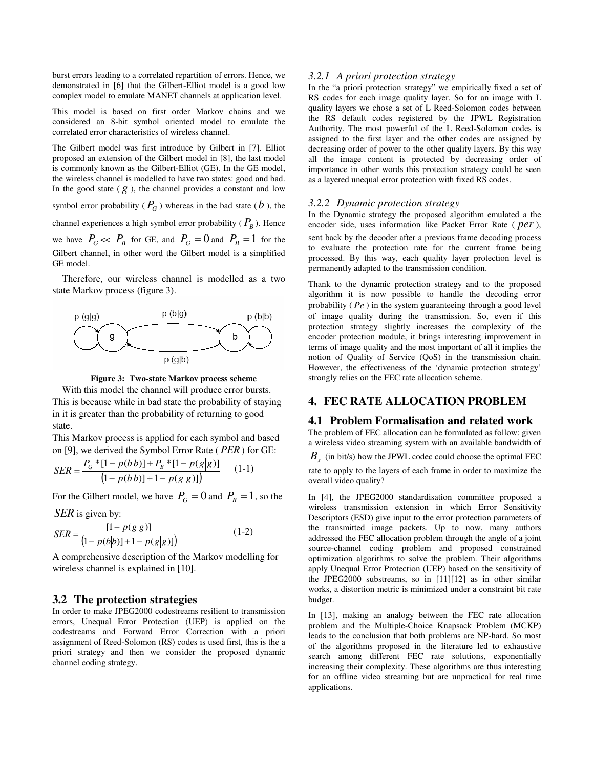burst errors leading to a correlated repartition of errors. Hence, we demonstrated in [6] that the Gilbert-Elliot model is a good low complex model to emulate MANET channels at application level.

This model is based on first order Markov chains and we considered an 8-bit symbol oriented model to emulate the correlated error characteristics of wireless channel.

The Gilbert model was first introduce by Gilbert in [7]. Elliot proposed an extension of the Gilbert model in [8], the last model is commonly known as the Gilbert-Elliot (GE). In the GE model, the wireless channel is modelled to have two states: good and bad. In the good state ( $g$ ), the channel provides a constant and low symbol error probability ( $P_G$ ) whereas in the bad state ( $b$ ), the channel experiences a high symbol error probability ( $P_B$ ). Hence we have $P_G << P_B$ for GE, and $P_G = 0$ and $P_B = 1$ for the Gilbert channel, in other word the Gilbert model is a simplified GE model.

Therefore, our wireless channel is modelled as a two state Markov process (figure 3).

**Figure 3: Two-state Markov process scheme**

With this model the channel will produce error bursts. This is because while in bad state the probability of staying in it is greater than the probability of returning to good state.

This Markov process is applied for each symbol and based on [9], we derived the Symbol Error Rate ( $PER$ ) for GE:

$$SER = \frac{P_G * [1 - p(b|b)] + P_B * [1 - p(g|g)]}{(1 - p(b|b)] + 1 - p(g|g)])} \quad (1\text{-}1)$$

For the Gilbert model, we have $P_G = 0$ and $P_B = 1$, so the $SER$ is given by:

$$SER = \frac{[1 - p(g|g)]}{(1 - p(b|b)] + 1 - p(g|g)])} \quad (1\text{-}2)$$

A comprehensive description of the Markov modelling for wireless channel is explained in [10].

## 3.2 The protection strategies

In order to make JPEG2000 codestreams resilient to transmission errors, Unequal Error Protection (UEP) is applied on the codestreams and Forward Error Correction with a priori assignment of Reed-Solomon (RS) codes is used first, this is the a priori strategy and then we consider the proposed dynamic channel coding strategy.

### 3.2.1 *A priori protection strategy*

In the "a priori protection strategy" we empirically fixed a set of RS codes for each image quality layer. So for an image with L quality layers we chose a set of L Reed-Solomon codes between the RS default codes registered by the JPWL Registration Authority. The most powerful of the L Reed-Solomon codes is assigned to the first layer and the other codes are assigned by decreasing order of power to the other quality layers. By this way all the image content is protected by decreasing order of importance in other words this protection strategy could be seen as a layered unequal error protection with fixed RS codes.

### 3.2.2 *Dynamic protection strategy*

In the Dynamic strategy the proposed algorithm emulated a the encoder side, uses information like Packet Error Rate ( $per$ ), sent back by the decoder after a previous frame decoding process to evaluate the protection rate for the current frame being processed. By this way, each quality layer protection level is permanently adapted to the transmission condition.

Thank to the dynamic protection strategy and to the proposed algorithm it is now possible to handle the decoding error probability ( $Pe$ ) in the system guaranteeing through a good level of image quality during the transmission. So, even if this protection strategy slightly increases the complexity of the encoder protection module, it brings interesting improvement in terms of image quality and the most important of all it implies the notion of Quality of Service (QoS) in the transmission chain. However, the effectiveness of the 'dynamic protection strategy' strongly relies on the FEC rate allocation scheme.

# 4. FEC RATE ALLOCATION PROBLEM

## 4.1 Problem Formalisation and related work

The problem of FEC allocation can be formulated as follow: given a wireless video streaming system with an available bandwidth of $B_s$ (in bit/s) how the JPWL codec could choose the optimal FEC rate to apply to the layers of each frame in order to maximize the overall video quality?

In [4], the JPEG2000 standardisation committee proposed a wireless transmission extension in which Error Sensitivity Descriptors (ESD) give input to the error protection parameters of the transmitted image packets. Up to now, many authors addressed the FEC allocation problem through the angle of a joint source-channel coding problem and proposed constrained optimization algorithms to solve the problem. Their algorithms apply Unequal Error Protection (UEP) based on the sensitivity of the JPEG2000 substreams, so in [11][12] as in other similar works, a distortion metric is minimized under a constraint bit rate budget.

In [13], making an analogy between the FEC rate allocation problem and the Multiple-Choice Knapsack Problem (MCKP) leads to the conclusion that both problems are NP-hard. So most of the algorithms proposed in the literature led to exhaustive search among different FEC rate solutions, exponentially increasing their complexity. These algorithms are thus interesting for an offline video streaming but are unpractical for real time applications.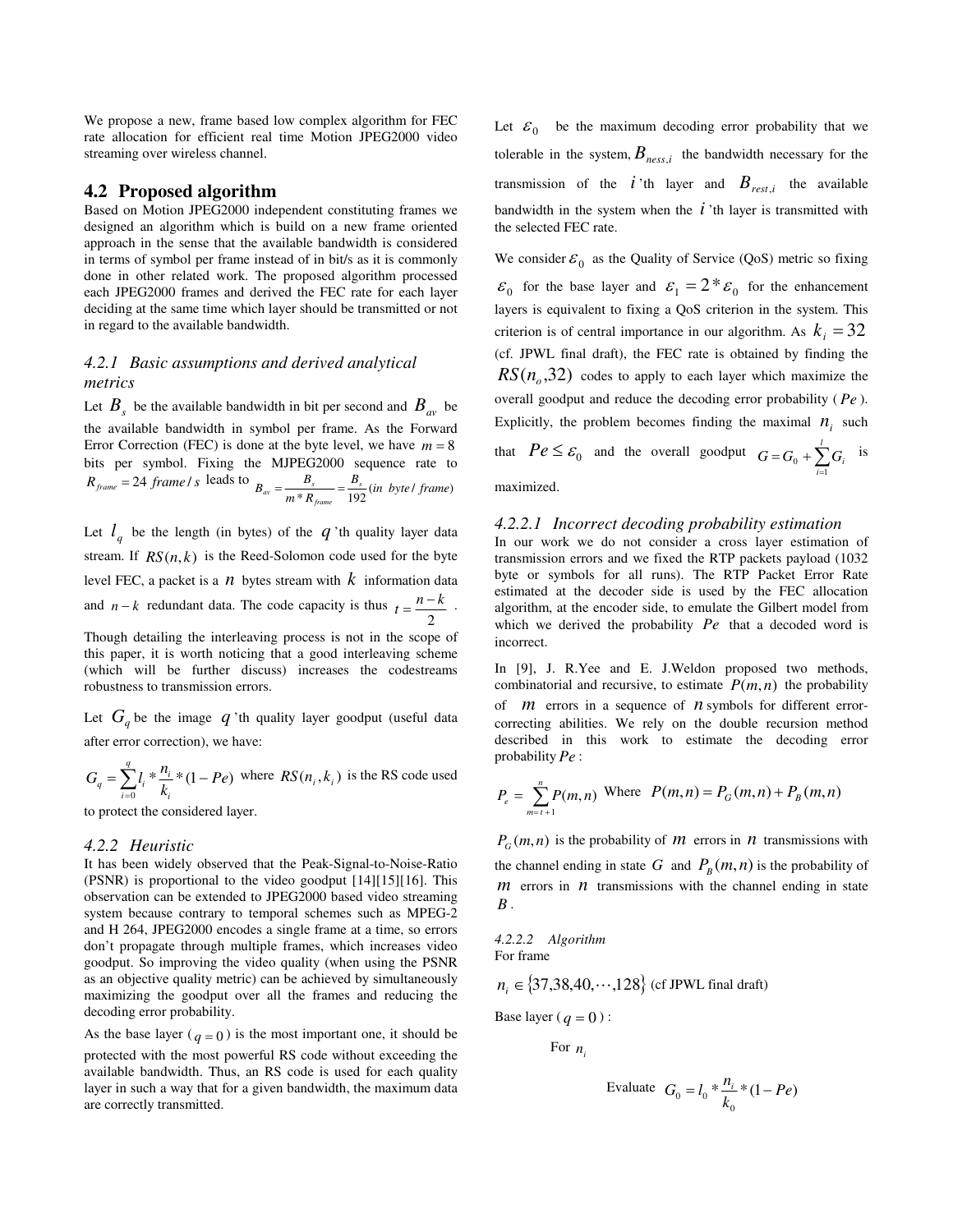We propose a new, frame based low complex algorithm for FEC rate allocation for efficient real time Motion JPEG2000 video streaming over wireless channel.

## 4.2 Proposed algorithm

Based on Motion JPEG2000 independent constituting frames we designed an algorithm which is build on a new frame oriented approach in the sense that the available bandwidth is considered in terms of symbol per frame instead of in bit/s as it is commonly done in other related work. The proposed algorithm processed each JPEG2000 frames and derived the FEC rate for each layer deciding at the same time which layer should be transmitted or not in regard to the available bandwidth.

### *4.2.1 Basic assumptions and derived analytical metrics*

Let $B_s$ be the available bandwidth in bit per second and $B_{av}$ be the available bandwidth in symbol per frame. As the Forward Error Correction (FEC) is done at the byte level, we have $m = 8$ bits per symbol. Fixing the MJPEG2000 sequence rate to $R_{frame} = 24\ frame/s$ leads to $B_{av} = \frac{B_s}{m * R_{frame}} = \frac{B_s}{192} (in\ byte/frame)$

Let $l_q$ be the length (in bytes) of the $q$'th quality layer data stream. If $RS(n,k)$ is the Reed-Solomon code used for the byte level FEC, a packet is a $n$ bytes stream with $k$ information data and $n-k$ redundant data. The code capacity is thus $t = \frac{n-k}{2}$.

Though detailing the interleaving process is not in the scope of this paper, it is worth noticing that a good interleaving scheme (which will be further discuss) increases the codestreams robustness to transmission errors.

Let $G_q$ be the image $q$'th quality layer goodput (useful data after error correction), we have:

$G_q = \sum_{i=0}^{q} l_i * \frac{n_i}{k_i} * (1 - Pe)$ where $RS(n_i, k_i)$ is the RS code used to protect the considered layer.

### *4.2.2 Heuristic*

It has been widely observed that the Peak-Signal-to-Noise-Ratio (PSNR) is proportional to the video goodput [14][15][16]. This observation can be extended to JPEG2000 based video streaming system because contrary to temporal schemes such as MPEG-2 and H 264, JPEG2000 encodes a single frame at a time, so errors don't propagate through multiple frames, which increases video goodput. So improving the video quality (when using the PSNR as an objective quality metric) can be achieved by simultaneously maximizing the goodput over all the frames and reducing the decoding error probability.

As the base layer ($q = 0$) is the most important one, it should be protected with the most powerful RS code without exceeding the available bandwidth. Thus, an RS code is used for each quality layer in such a way that for a given bandwidth, the maximum data are correctly transmitted.

Let $\varepsilon_0$ be the maximum decoding error probability that we tolerable in the system, $B_{ness,i}$ the bandwidth necessary for the transmission of the $i$'th layer and $B_{rest,i}$ the available bandwidth in the system when the $i$'th layer is transmitted with the selected FEC rate.

We consider $\varepsilon_0$ as the Quality of Service (QoS) metric so fixing $\varepsilon_0$ for the base layer and $\varepsilon_1 = 2 * \varepsilon_0$ for the enhancement layers is equivalent to fixing a QoS criterion in the system. This criterion is of central importance in our algorithm. As $k_i = 32$ (cf. JPWL final draft), the FEC rate is obtained by finding the $RS(n_o, 32)$ codes to apply to each layer which maximize the overall goodput and reduce the decoding error probability ($Pe$). Explicitly, the problem becomes finding the maximal $n_i$ such that $Pe \le \varepsilon_0$ and the overall goodput $G = G_0 + \sum_{i=1}^{l} G_i$ is maximized.

#### *4.2.2.1 Incorrect decoding probability estimation*

In our work we do not consider a cross layer estimation of transmission errors and we fixed the RTP packets payload (1032 byte or symbols for all runs). The RTP Packet Error Rate estimated at the decoder side is used by the FEC allocation algorithm, at the encoder side, to emulate the Gilbert model from which we derived the probability $Pe$ that a decoded word is incorrect.

In [9], J. R.Yee and E. J.Weldon proposed two methods, combinatorial and recursive, to estimate $P(m,n)$ the probability of $m$ errors in a sequence of $n$ symbols for different error-correcting abilities. We rely on the double recursion method described in this work to estimate the decoding error probability $Pe$:

$P_e = \sum_{m=t+1}^{n} P(m,n)$ Where $P(m,n) = P_G(m,n) + P_B(m,n)$

$P_G(m,n)$ is the probability of $m$ errors in $n$ transmissions with the channel ending in state $G$ and $P_B(m,n)$ is the probability of $m$ errors in $n$ transmissions with the channel ending in state $B$.

##### *4.2.2.2 Algorithm*

For frame

$n_i \in \{37, 38, 40, \cdots, 128\}$ (cf JPWL final draft)

Base layer ($q = 0$) :

For $n_i$

Evaluate $G_0 = l_0 * \frac{n_i}{k_0} * (1 - Pe)$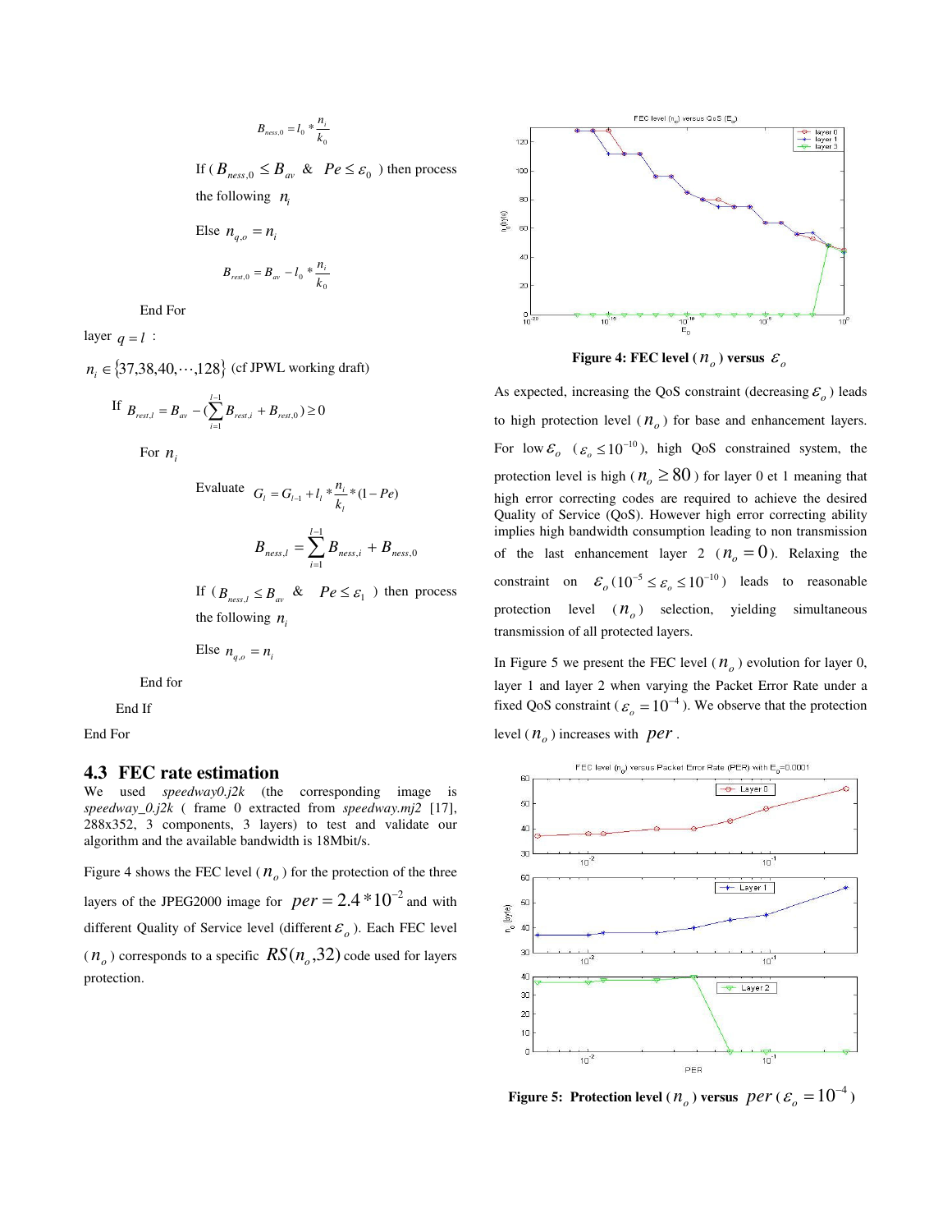$$B_{ness,0} = l_0 * \frac{n_i}{k_0}$$

If ( $B_{ness,0} \leq B_{av}$ & $Pe \leq \varepsilon_0$ ) then process the following $n_i$

Else $n_{q,o} = n_i$

$$B_{rest,0} = B_{av} - l_0 * \frac{n_i}{k_0}$$

End For

layer $q = l$ :

$n_i \in \{37, 38, 40, \cdots, 128\}$ (cf JPWL working draft)

If $B_{rest,l} = B_{av} - (\sum_{i=1}^{l-1} B_{rest,i} + B_{rest,0}) \geq 0$

For $n_i$

Evaluate $G_l = G_{l-1} + l_l * \frac{n_i}{k_l} * (1 - Pe)$

$$B_{ness,l} = \sum_{i=1}^{l-1} B_{ness,i} + B_{ness,0}$$

If ( $B_{ness,l} \leq B_{av}$ & $Pe \leq \varepsilon_1$ ) then process the following $n_i$

Else $n_{q,o} = n_i$

End for

End If

End For

## 4.3 FEC rate estimation

We used *speedway0.j2k* (the corresponding image is *speedway_0.j2k* ( frame 0 extracted from *speedway.mj2* [17], 288x352, 3 components, 3 layers) to test and validate our algorithm and the available bandwidth is 18Mbit/s.

Figure 4 shows the FEC level ( $n_o$ ) for the protection of the three layers of the JPEG2000 image for $per = 2.4 * 10^{-2}$ and with different Quality of Service level (different $\varepsilon_o$ ). Each FEC level ( $n_o$ ) corresponds to a specific $RS(n_o, 32)$ code used for layers protection.

**Figure 4: FEC level ( $n_o$ ) versus $\varepsilon_o$**

As expected, increasing the QoS constraint (decreasing $\varepsilon_o$ ) leads to high protection level ( $n_o$ ) for base and enhancement layers. For low $\varepsilon_o$ ( $\varepsilon_o \leq 10^{-10}$ ), high QoS constrained system, the protection level is high ( $n_o \geq 80$ ) for layer 0 et 1 meaning that high error correcting codes are required to achieve the desired Quality of Service (QoS). However high error correcting ability implies high bandwidth consumption leading to non transmission of the last enhancement layer 2 ( $n_o = 0$ ). Relaxing the constraint on $\varepsilon_o (10^{-5} \leq \varepsilon_o \leq 10^{-10})$ leads to reasonable protection level ( $n_o$ ) selection, yielding simultaneous transmission of all protected layers.

In Figure 5 we present the FEC level ( $n_o$ ) evolution for layer 0, layer 1 and layer 2 when varying the Packet Error Rate under a fixed QoS constraint ( $\varepsilon_o = 10^{-4}$ ). We observe that the protection level ( $n_o$ ) increases with $per$ .

**Figure 5: Protection level ( $n_o$ ) versus $per$ ( $\varepsilon_o = 10^{-4}$ )**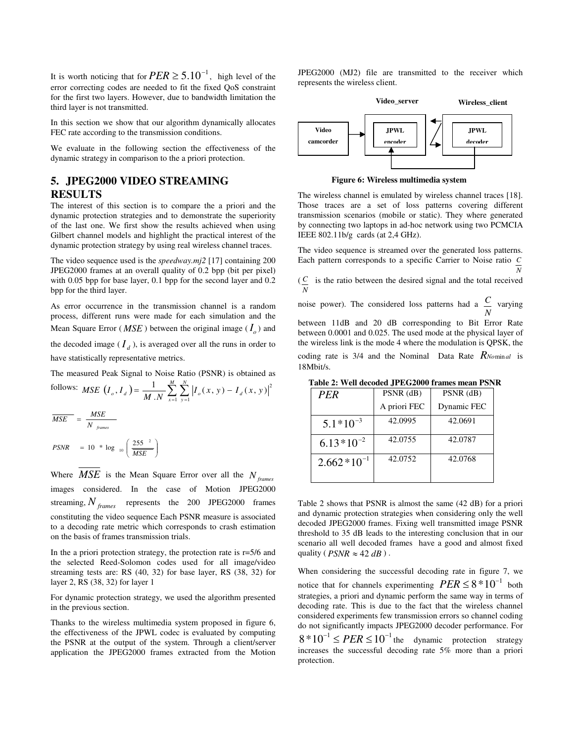It is worth noticing that for $PER \geq 5.10^{-1}$, high level of the error correcting codes are needed to fit the fixed QoS constraint for the first two layers. However, due to bandwidth limitation the third layer is not transmitted.

In this section we show that our algorithm dynamically allocates FEC rate according to the transmission conditions.

We evaluate in the following section the effectiveness of the dynamic strategy in comparison to the a priori protection.

## 5. JPEG2000 VIDEO STREAMING RESULTS

The interest of this section is to compare the a priori and the dynamic protection strategies and to demonstrate the superiority of the last one. We first show the results achieved when using Gilbert channel models and highlight the practical interest of the dynamic protection strategy by using real wireless channel traces.

The video sequence used is the *speedway.mj2* [17] containing 200 JPEG2000 frames at an overall quality of 0.2 bpp (bit per pixel) with 0.05 bpp for base layer, 0.1 bpp for the second layer and 0.2 bpp for the third layer.

As error occurrence in the transmission channel is a random process, different runs were made for each simulation and the Mean Square Error ( $MSE$ ) between the original image ( $I_o$ ) and the decoded image ( $I_d$ ), is averaged over all the runs in order to have statistically representative metrics.

The measured Peak Signal to Noise Ratio (PSNR) is obtained as follows:

$$MSE\ (I_o, I_d) = \frac{1}{M.N}\sum_{x=1}^{M}\sum_{y=1}^{N}\left|I_o(x,y) - I_d(x,y)\right|^2$$

$$\overline{MSE} = \frac{MSE}{N_{frames}}$$

$$PSNR = 10 * \log_{10}\left(\frac{255^2}{\overline{MSE}}\right)$$

Where $\overline{MSE}$ is the Mean Square Error over all the $N_{frames}$ images considered. In the case of Motion JPEG2000 streaming, $N_{frames}$ represents the 200 JPEG2000 frames constituting the video sequence Each PSNR measure is associated to a decoding rate metric which corresponds to crash estimation on the basis of frames transmission trials.

In the a priori protection strategy, the protection rate is r=5/6 and the selected Reed-Solomon codes used for all image/video streaming tests are: RS (40, 32) for base layer, RS (38, 32) for layer 2, RS (38, 32) for layer 1

For dynamic protection strategy, we used the algorithm presented in the previous section.

Thanks to the wireless multimedia system proposed in figure 6, the effectiveness of the JPWL codec is evaluated by computing the PSNR at the output of the system. Through a client/server application the JPEG2000 frames extracted from the Motion JPEG2000 (MJ2) file are transmitted to the receiver which represents the wireless client.

Video_server | Wireless_client

Video camcorder → JPWL encoder → JPWL decoder

**Figure 6: Wireless multimedia system**

The wireless channel is emulated by wireless channel traces [18]. Those traces are a set of loss patterns covering different transmission scenarios (mobile or static). They where generated by connecting two laptops in ad-hoc network using two PCMCIA IEEE 802.11b/g cards (at 2,4 GHz).

The video sequence is streamed over the generated loss patterns. Each pattern corresponds to a specific Carrier to Noise ratio $\frac{C}{N}$ ( $\frac{C}{N}$ is the ratio between the desired signal and the total received noise power). The considered loss patterns had a $\frac{C}{N}$ varying between 11dB and 20 dB corresponding to Bit Error Rate between 0.0001 and 0.025. The used mode at the physical layer of the wireless link is the mode 4 where the modulation is QPSK, the coding rate is 3/4 and the Nominal Data Rate $R_{Nominal}$ is 18Mbit/s.

**Table 2: Well decoded JPEG2000 frames mean PSNR**

| $PER$ | PSNR (dB) A priori FEC | PSNR (dB) Dynamic FEC |
|---|---|---|
| $5.1*10^{-3}$ | 42.0995 | 42.0691 |
| $6.13*10^{-2}$ | 42.0755 | 42.0787 |
| $2.662*10^{-1}$ | 42.0752 | 42.0768 |

Table 2 shows that PSNR is almost the same (42 dB) for a priori and dynamic protection strategies when considering only the well decoded JPEG2000 frames. Fixing well transmitted image PSNR threshold to 35 dB leads to the interesting conclusion that in our scenario all well decoded frames have a good and almost fixed quality ( $PSNR \approx 42\ dB$ ) .

When considering the successful decoding rate in figure 7, we notice that for channels experimenting $PER \leq 8*10^{-1}$ both strategies, a priori and dynamic perform the same way in terms of decoding rate. This is due to the fact that the wireless channel considered experiments few transmission errors so channel coding do not significantly impacts JPEG2000 decoder performance. For $8*10^{-1} \leq PER \leq 10^{-1}$ the dynamic protection strategy increases the successful decoding rate 5% more than a priori protection.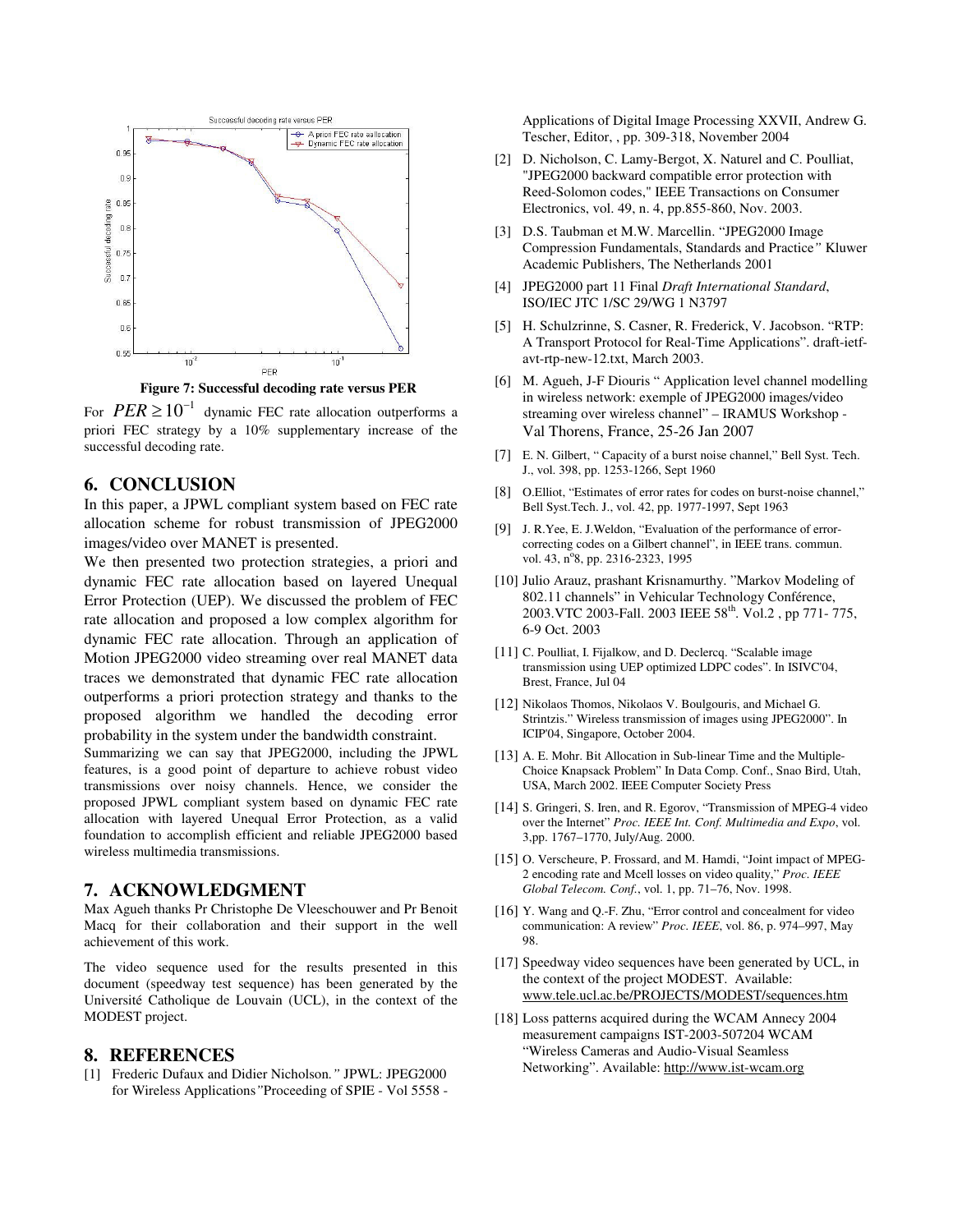Successful decoding rate versus PER

A priori FEC rate aallocation

Dynamic FEC rate allocation

Successful decoding rate

1

0.95

0.9

0.85

0.8

0.75

0.7

0.65

0.6

0.55

$10^{-2}$

$10^{-1}$

PER

**Figure 7: Successful decoding rate versus PER**

For $PER \geq 10^{-1}$ dynamic FEC rate allocation outperforms a priori FEC strategy by a 10% supplementary increase of the successful decoding rate.

## 6. CONCLUSION

In this paper, a JPWL compliant system based on FEC rate allocation scheme for robust transmission of JPEG2000 images/video over MANET is presented.

We then presented two protection strategies, a priori and dynamic FEC rate allocation based on layered Unequal Error Protection (UEP). We discussed the problem of FEC rate allocation and proposed a low complex algorithm for dynamic FEC rate allocation. Through an application of Motion JPEG2000 video streaming over real MANET data traces we demonstrated that dynamic FEC rate allocation outperforms a priori protection strategy and thanks to the proposed algorithm we handled the decoding error probability in the system under the bandwidth constraint.

Summarizing we can say that JPEG2000, including the JPWL features, is a good point of departure to achieve robust video transmissions over noisy channels. Hence, we consider the proposed JPWL compliant system based on dynamic FEC rate allocation with layered Unequal Error Protection, as a valid foundation to accomplish efficient and reliable JPEG2000 based wireless multimedia transmissions.

## 7. ACKNOWLEDGMENT

Max Agueh thanks Pr Christophe De Vleeschouwer and Pr Benoit Macq for their collaboration and their support in the well achievement of this work.

The video sequence used for the results presented in this document (speedway test sequence) has been generated by the Université Catholique de Louvain (UCL), in the context of the MODEST project.

## 8. REFERENCES

[1] Frederic Dufaux and Didier Nicholson*."* JPWL: JPEG2000 for Wireless Applications*"*Proceeding of SPIE - Vol 5558 - Applications of Digital Image Processing XXVII, Andrew G. Tescher, Editor, , pp. 309-318, November 2004

[2] D. Nicholson, C. Lamy-Bergot, X. Naturel and C. Poulliat, "JPEG2000 backward compatible error protection with Reed-Solomon codes," IEEE Transactions on Consumer Electronics, vol. 49, n. 4, pp.855-860, Nov. 2003.

[3] D.S. Taubman et M.W. Marcellin. "JPEG2000 Image Compression Fundamentals, Standards and Practice*"* Kluwer Academic Publishers, The Netherlands 2001

[4] JPEG2000 part 11 Final *Draft International Standard*, ISO/IEC JTC 1/SC 29/WG 1 N3797

[5] H. Schulzrinne, S. Casner, R. Frederick, V. Jacobson. "RTP: A Transport Protocol for Real-Time Applications". draft-ietf-avt-rtp-new-12.txt, March 2003.

[6] M. Agueh, J-F Diouris " Application level channel modelling in wireless network: exemple of JPEG2000 images/video streaming over wireless channel" – IRAMUS Workshop - Val Thorens, France, 25-26 Jan 2007

[7] E. N. Gilbert, " Capacity of a burst noise channel," Bell Syst. Tech. J., vol. 398, pp. 1253-1266, Sept 1960

[8] O.Elliot, "Estimates of error rates for codes on burst-noise channel," Bell Syst.Tech. J., vol. 42, pp. 1977-1997, Sept 1963

[9] J. R.Yee, E. J.Weldon, "Evaluation of the performance of error-correcting codes on a Gilbert channel", in IEEE trans. commun. vol. 43, n°8, pp. 2316-2323, 1995

[10] Julio Arauz, prashant Krisnamurthy. "Markov Modeling of 802.11 channels" in Vehicular Technology Conférence, 2003.VTC 2003-Fall. 2003 IEEE 58th. Vol.2 , pp 771- 775, 6-9 Oct. 2003

[11] C. Poulliat, I. Fijalkow, and D. Declercq. "Scalable image transmission using UEP optimized LDPC codes". In ISIVC'04, Brest, France, Jul 04

[12] Nikolaos Thomos, Nikolaos V. Boulgouris, and Michael G. Strintzis." Wireless transmission of images using JPEG2000". In ICIP'04, Singapore, October 2004.

[13] A. E. Mohr. Bit Allocation in Sub-linear Time and the Multiple-Choice Knapsack Problem" In Data Comp. Conf., Snao Bird, Utah, USA, March 2002. IEEE Computer Society Press

[14] S. Gringeri, S. Iren, and R. Egorov, "Transmission of MPEG-4 video over the Internet" *Proc. IEEE Int. Conf. Multimedia and Expo*, vol. 3,pp. 1767–1770, July/Aug. 2000.

[15] O. Verscheure, P. Frossard, and M. Hamdi, "Joint impact of MPEG-2 encoding rate and Mcell losses on video quality," *Proc. IEEE Global Telecom. Conf.*, vol. 1, pp. 71–76, Nov. 1998.

[16] Y. Wang and Q.-F. Zhu, "Error control and concealment for video communication: A review" *Proc. IEEE*, vol. 86, p. 974–997, May 98.

[17] Speedway video sequences have been generated by UCL, in the context of the project MODEST. Available: www.tele.ucl.ac.be/PROJECTS/MODEST/sequences.htm

[18] Loss patterns acquired during the WCAM Annecy 2004 measurement campaigns IST-2003-507204 WCAM "Wireless Cameras and Audio-Visual Seamless Networking". Available: http://www.ist-wcam.org